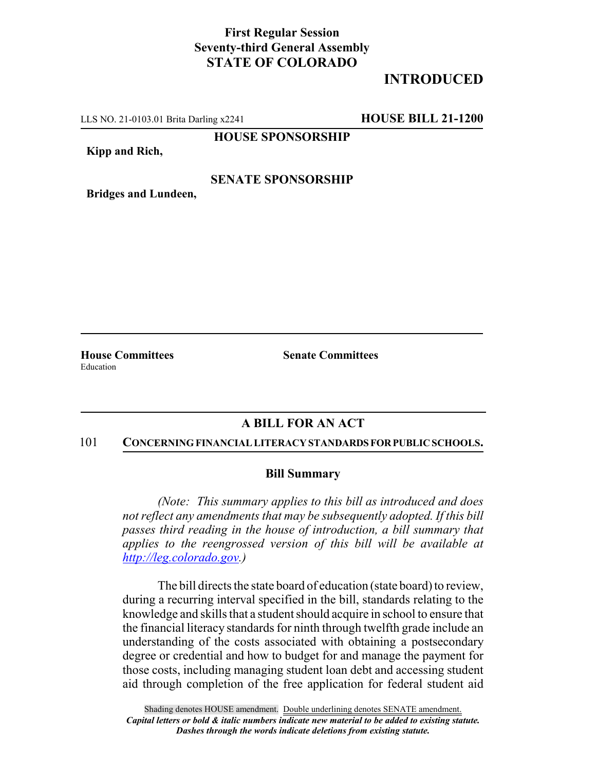**First Regular Session**
**Seventy-third General Assembly**
**STATE OF COLORADO**

# INTRODUCED

LLS NO. 21-0103.01 Brita Darling x2241 **HOUSE BILL 21-1200**

**HOUSE SPONSORSHIP**

**Kipp and Rich,**

**SENATE SPONSORSHIP**

**Bridges and Lundeen,**

| **House Committees** | **Senate Committees** |
| --- | --- |
| Education | |

## A BILL FOR AN ACT

101 **CONCERNING FINANCIAL LITERACY STANDARDS FOR PUBLIC SCHOOLS.**

### Bill Summary

*(Note: This summary applies to this bill as introduced and does not reflect any amendments that may be subsequently adopted. If this bill passes third reading in the house of introduction, a bill summary that applies to the reengrossed version of this bill will be available at http://leg.colorado.gov.)*

The bill directs the state board of education (state board) to review, during a recurring interval specified in the bill, standards relating to the knowledge and skills that a student should acquire in school to ensure that the financial literacy standards for ninth through twelfth grade include an understanding of the costs associated with obtaining a postsecondary degree or credential and how to budget for and manage the payment for those costs, including managing student loan debt and accessing student aid through completion of the free application for federal student aid

Shading denotes HOUSE amendment. Double underlining denotes SENATE amendment.
*Capital letters or bold & italic numbers indicate new material to be added to existing statute.*
*Dashes through the words indicate deletions from existing statute.*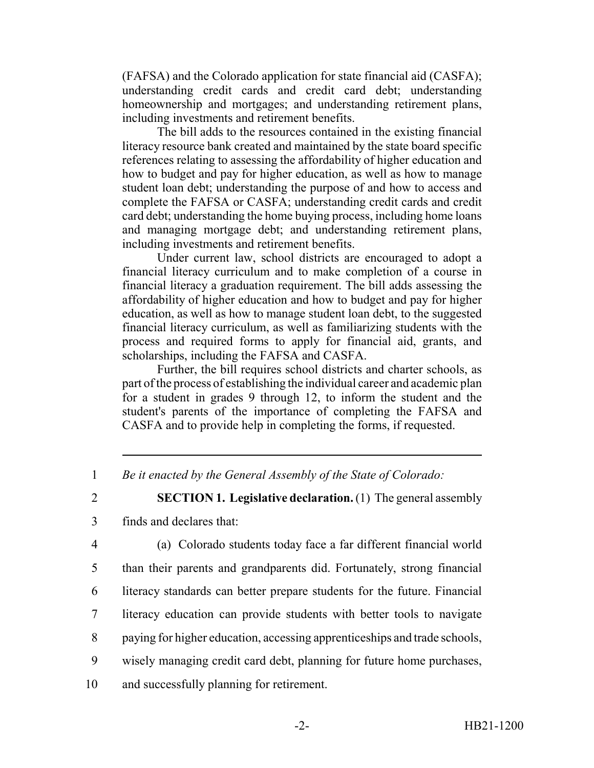(FAFSA) and the Colorado application for state financial aid (CASFA); understanding credit cards and credit card debt; understanding homeownership and mortgages; and understanding retirement plans, including investments and retirement benefits.

The bill adds to the resources contained in the existing financial literacy resource bank created and maintained by the state board specific references relating to assessing the affordability of higher education and how to budget and pay for higher education, as well as how to manage student loan debt; understanding the purpose of and how to access and complete the FAFSA or CASFA; understanding credit cards and credit card debt; understanding the home buying process, including home loans and managing mortgage debt; and understanding retirement plans, including investments and retirement benefits.

Under current law, school districts are encouraged to adopt a financial literacy curriculum and to make completion of a course in financial literacy a graduation requirement. The bill adds assessing the affordability of higher education and how to budget and pay for higher education, as well as how to manage student loan debt, to the suggested financial literacy curriculum, as well as familiarizing students with the process and required forms to apply for financial aid, grants, and scholarships, including the FAFSA and CASFA.

Further, the bill requires school districts and charter schools, as part of the process of establishing the individual career and academic plan for a student in grades 9 through 12, to inform the student and the student's parents of the importance of completing the FAFSA and CASFA and to provide help in completing the forms, if requested.

---

1 *Be it enacted by the General Assembly of the State of Colorado:*

2 **SECTION 1. Legislative declaration.** (1) The general assembly
3 finds and declares that:

4 (a) Colorado students today face a far different financial world
5 than their parents and grandparents did. Fortunately, strong financial
6 literacy standards can better prepare students for the future. Financial
7 literacy education can provide students with better tools to navigate
8 paying for higher education, accessing apprenticeships and trade schools,
9 wisely managing credit card debt, planning for future home purchases,
10 and successfully planning for retirement.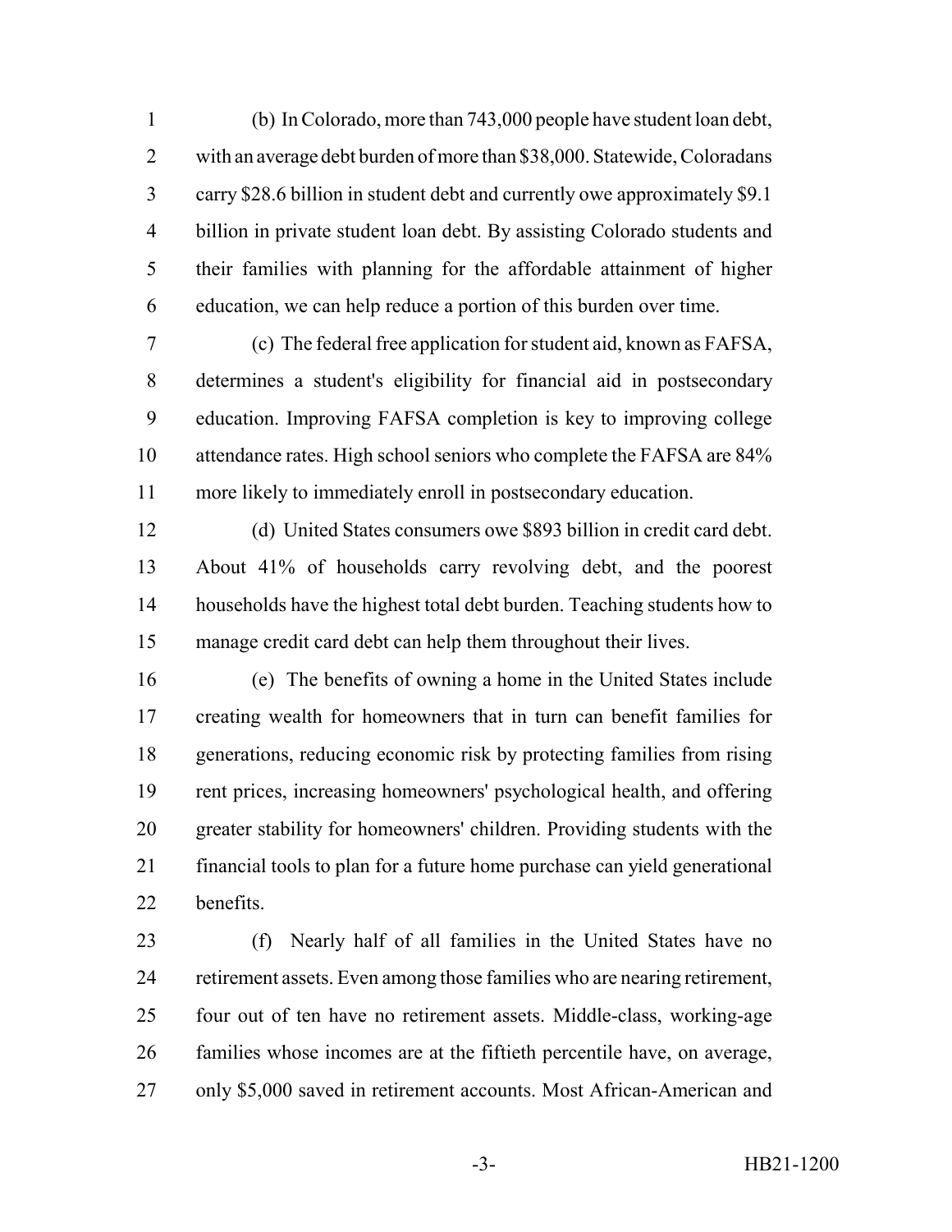(b) In Colorado, more than 743,000 people have student loan debt, with an average debt burden of more than $38,000. Statewide, Coloradans carry $28.6 billion in student debt and currently owe approximately $9.1 billion in private student loan debt. By assisting Colorado students and their families with planning for the affordable attainment of higher education, we can help reduce a portion of this burden over time.

(c) The federal free application for student aid, known as FAFSA, determines a student's eligibility for financial aid in postsecondary education. Improving FAFSA completion is key to improving college attendance rates. High school seniors who complete the FAFSA are 84% more likely to immediately enroll in postsecondary education.

(d) United States consumers owe $893 billion in credit card debt. About 41% of households carry revolving debt, and the poorest households have the highest total debt burden. Teaching students how to manage credit card debt can help them throughout their lives.

(e) The benefits of owning a home in the United States include creating wealth for homeowners that in turn can benefit families for generations, reducing economic risk by protecting families from rising rent prices, increasing homeowners' psychological health, and offering greater stability for homeowners' children. Providing students with the financial tools to plan for a future home purchase can yield generational benefits.

(f) Nearly half of all families in the United States have no retirement assets. Even among those families who are nearing retirement, four out of ten have no retirement assets. Middle-class, working-age families whose incomes are at the fiftieth percentile have, on average, only $5,000 saved in retirement accounts. Most African-American and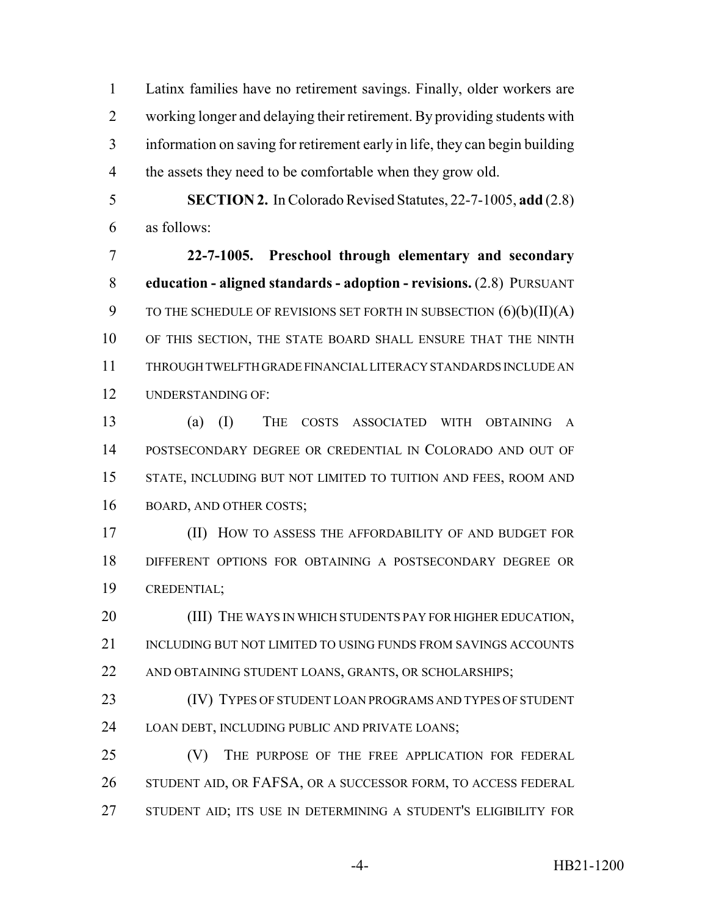Latinx families have no retirement savings. Finally, older workers are working longer and delaying their retirement. By providing students with information on saving for retirement early in life, they can begin building the assets they need to be comfortable when they grow old.

**SECTION 2.** In Colorado Revised Statutes, 22-7-1005, **add** (2.8) as follows:

**22-7-1005. Preschool through elementary and secondary education - aligned standards - adoption - revisions.** (2.8) PURSUANT TO THE SCHEDULE OF REVISIONS SET FORTH IN SUBSECTION (6)(b)(II)(A) OF THIS SECTION, THE STATE BOARD SHALL ENSURE THAT THE NINTH THROUGH TWELFTH GRADE FINANCIAL LITERACY STANDARDS INCLUDE AN UNDERSTANDING OF:

(a) (I) THE COSTS ASSOCIATED WITH OBTAINING A POSTSECONDARY DEGREE OR CREDENTIAL IN COLORADO AND OUT OF STATE, INCLUDING BUT NOT LIMITED TO TUITION AND FEES, ROOM AND BOARD, AND OTHER COSTS;

(II) HOW TO ASSESS THE AFFORDABILITY OF AND BUDGET FOR DIFFERENT OPTIONS FOR OBTAINING A POSTSECONDARY DEGREE OR CREDENTIAL;

(III) THE WAYS IN WHICH STUDENTS PAY FOR HIGHER EDUCATION, INCLUDING BUT NOT LIMITED TO USING FUNDS FROM SAVINGS ACCOUNTS AND OBTAINING STUDENT LOANS, GRANTS, OR SCHOLARSHIPS;

(IV) TYPES OF STUDENT LOAN PROGRAMS AND TYPES OF STUDENT LOAN DEBT, INCLUDING PUBLIC AND PRIVATE LOANS;

(V) THE PURPOSE OF THE FREE APPLICATION FOR FEDERAL STUDENT AID, OR FAFSA, OR A SUCCESSOR FORM, TO ACCESS FEDERAL STUDENT AID; ITS USE IN DETERMINING A STUDENT'S ELIGIBILITY FOR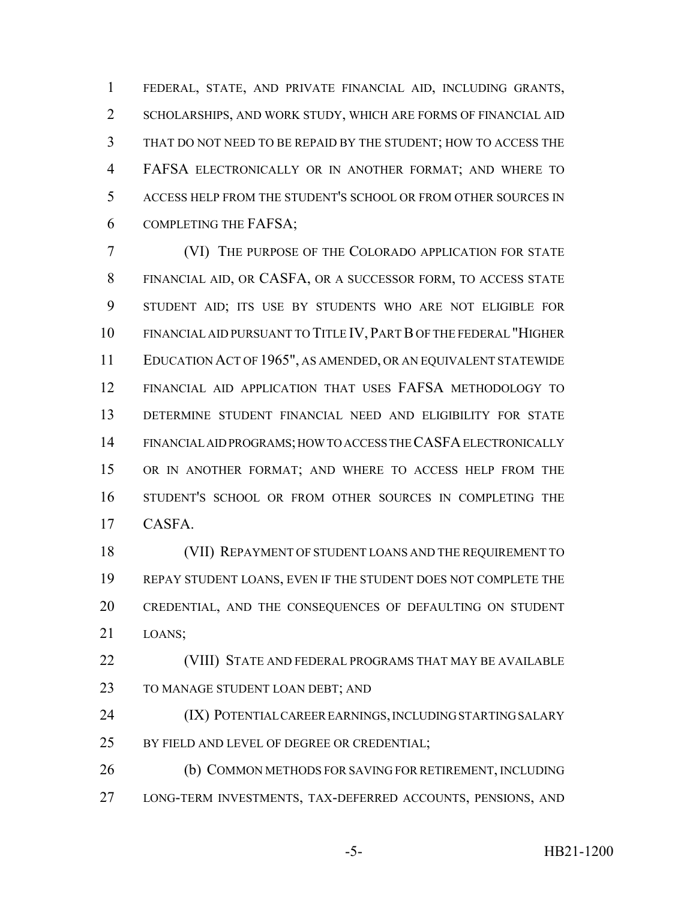FEDERAL, STATE, AND PRIVATE FINANCIAL AID, INCLUDING GRANTS, SCHOLARSHIPS, AND WORK STUDY, WHICH ARE FORMS OF FINANCIAL AID THAT DO NOT NEED TO BE REPAID BY THE STUDENT; HOW TO ACCESS THE FAFSA ELECTRONICALLY OR IN ANOTHER FORMAT; AND WHERE TO ACCESS HELP FROM THE STUDENT'S SCHOOL OR FROM OTHER SOURCES IN COMPLETING THE FAFSA;

(VI) THE PURPOSE OF THE COLORADO APPLICATION FOR STATE FINANCIAL AID, OR CASFA, OR A SUCCESSOR FORM, TO ACCESS STATE STUDENT AID; ITS USE BY STUDENTS WHO ARE NOT ELIGIBLE FOR FINANCIAL AID PURSUANT TO TITLE IV, PART B OF THE FEDERAL "HIGHER EDUCATION ACT OF 1965", AS AMENDED, OR AN EQUIVALENT STATEWIDE FINANCIAL AID APPLICATION THAT USES FAFSA METHODOLOGY TO DETERMINE STUDENT FINANCIAL NEED AND ELIGIBILITY FOR STATE FINANCIAL AID PROGRAMS; HOW TO ACCESS THE CASFA ELECTRONICALLY OR IN ANOTHER FORMAT; AND WHERE TO ACCESS HELP FROM THE STUDENT'S SCHOOL OR FROM OTHER SOURCES IN COMPLETING THE CASFA.

(VII) REPAYMENT OF STUDENT LOANS AND THE REQUIREMENT TO REPAY STUDENT LOANS, EVEN IF THE STUDENT DOES NOT COMPLETE THE CREDENTIAL, AND THE CONSEQUENCES OF DEFAULTING ON STUDENT LOANS;

(VIII) STATE AND FEDERAL PROGRAMS THAT MAY BE AVAILABLE TO MANAGE STUDENT LOAN DEBT; AND

(IX) POTENTIAL CAREER EARNINGS, INCLUDING STARTING SALARY BY FIELD AND LEVEL OF DEGREE OR CREDENTIAL;

(b) COMMON METHODS FOR SAVING FOR RETIREMENT, INCLUDING LONG-TERM INVESTMENTS, TAX-DEFERRED ACCOUNTS, PENSIONS, AND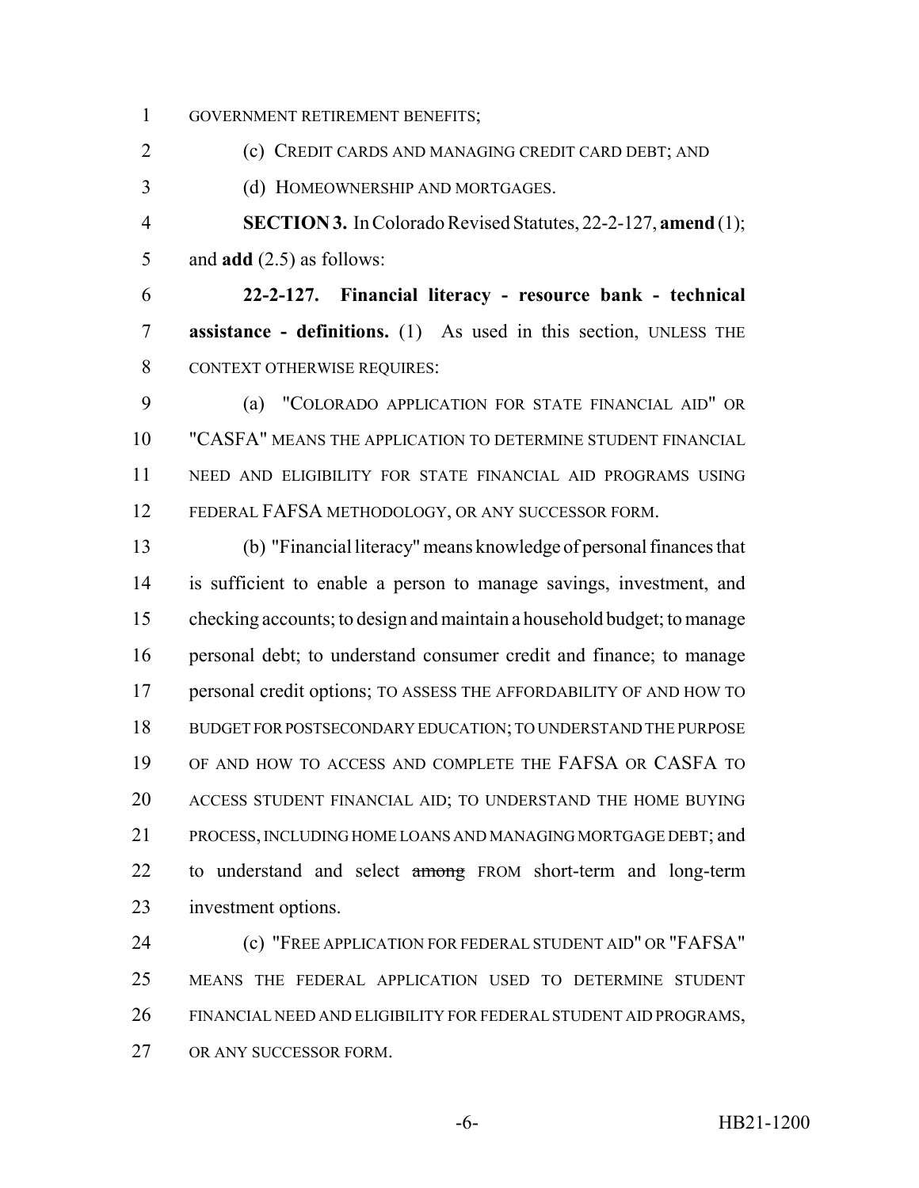GOVERNMENT RETIREMENT BENEFITS;

(c) CREDIT CARDS AND MANAGING CREDIT CARD DEBT; AND

(d) HOMEOWNERSHIP AND MORTGAGES.

**SECTION 3.** In Colorado Revised Statutes, 22-2-127, **amend** (1); and **add** (2.5) as follows:

**22-2-127. Financial literacy - resource bank - technical assistance - definitions.** (1) As used in this section, UNLESS THE CONTEXT OTHERWISE REQUIRES:

(a) "COLORADO APPLICATION FOR STATE FINANCIAL AID" OR "CASFA" MEANS THE APPLICATION TO DETERMINE STUDENT FINANCIAL NEED AND ELIGIBILITY FOR STATE FINANCIAL AID PROGRAMS USING FEDERAL FAFSA METHODOLOGY, OR ANY SUCCESSOR FORM.

(b) "Financial literacy" means knowledge of personal finances that is sufficient to enable a person to manage savings, investment, and checking accounts; to design and maintain a household budget; to manage personal debt; to understand consumer credit and finance; to manage personal credit options; TO ASSESS THE AFFORDABILITY OF AND HOW TO BUDGET FOR POSTSECONDARY EDUCATION; TO UNDERSTAND THE PURPOSE OF AND HOW TO ACCESS AND COMPLETE THE FAFSA OR CASFA TO ACCESS STUDENT FINANCIAL AID; TO UNDERSTAND THE HOME BUYING PROCESS, INCLUDING HOME LOANS AND MANAGING MORTGAGE DEBT; and to understand and select ~~among~~ FROM short-term and long-term investment options.

(c) "FREE APPLICATION FOR FEDERAL STUDENT AID" OR "FAFSA" MEANS THE FEDERAL APPLICATION USED TO DETERMINE STUDENT FINANCIAL NEED AND ELIGIBILITY FOR FEDERAL STUDENT AID PROGRAMS, OR ANY SUCCESSOR FORM.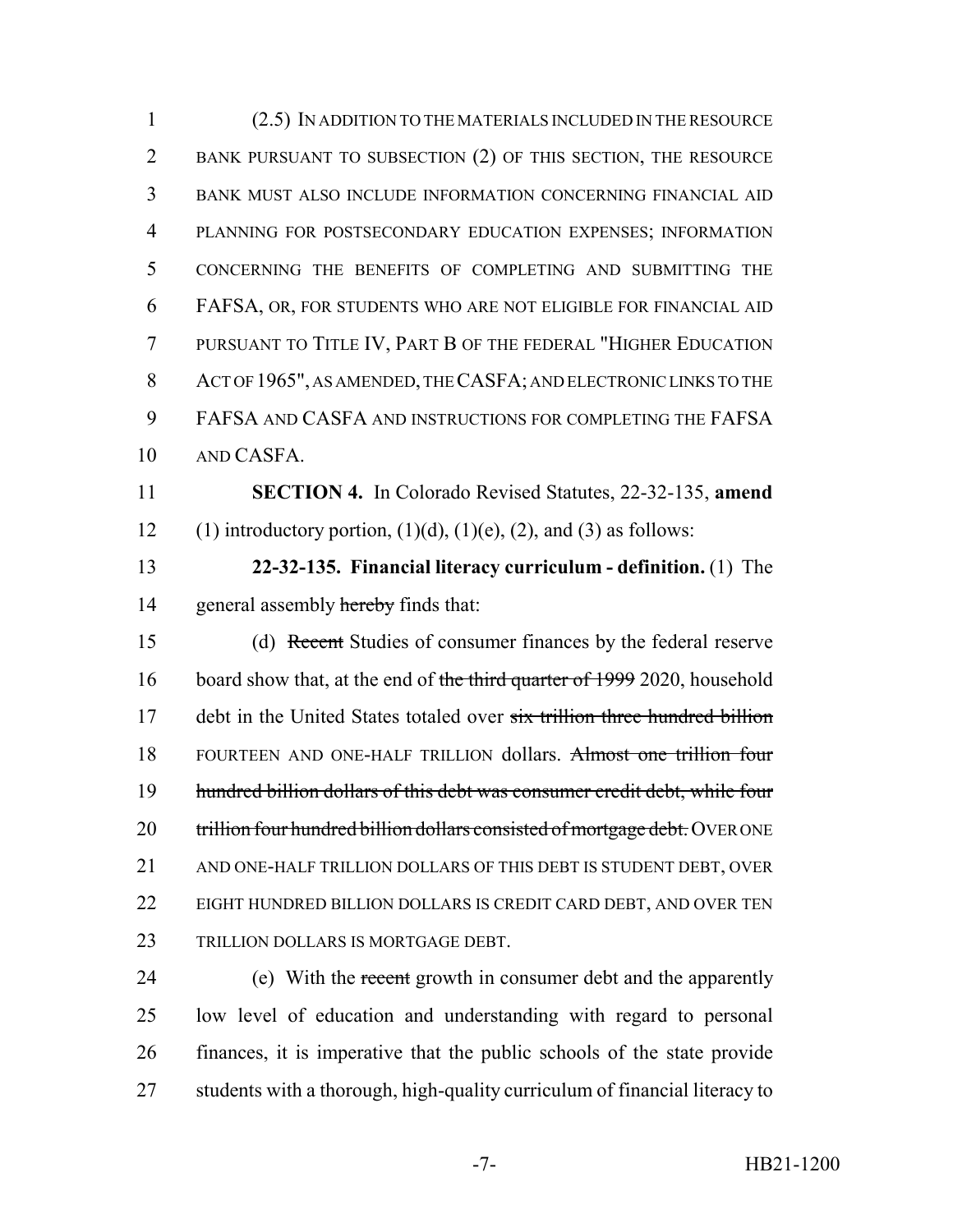(2.5) IN ADDITION TO THE MATERIALS INCLUDED IN THE RESOURCE BANK PURSUANT TO SUBSECTION (2) OF THIS SECTION, THE RESOURCE BANK MUST ALSO INCLUDE INFORMATION CONCERNING FINANCIAL AID PLANNING FOR POSTSECONDARY EDUCATION EXPENSES; INFORMATION CONCERNING THE BENEFITS OF COMPLETING AND SUBMITTING THE FAFSA, OR, FOR STUDENTS WHO ARE NOT ELIGIBLE FOR FINANCIAL AID PURSUANT TO TITLE IV, PART B OF THE FEDERAL "HIGHER EDUCATION ACT OF 1965", AS AMENDED, THE CASFA; AND ELECTRONIC LINKS TO THE FAFSA AND CASFA AND INSTRUCTIONS FOR COMPLETING THE FAFSA AND CASFA.

**SECTION 4.** In Colorado Revised Statutes, 22-32-135, **amend** (1) introductory portion, (1)(d), (1)(e), (2), and (3) as follows:

**22-32-135. Financial literacy curriculum - definition.** (1) The general assembly ~~hereby~~ finds that:

(d) ~~Recent~~ Studies of consumer finances by the federal reserve board show that, at the end of ~~the third quarter of 1999~~ 2020, household debt in the United States totaled over ~~six trillion three hundred billion~~ FOURTEEN AND ONE-HALF TRILLION dollars. ~~Almost one trillion four hundred billion dollars of this debt was consumer credit debt, while four trillion four hundred billion dollars consisted of mortgage debt.~~ OVER ONE AND ONE-HALF TRILLION DOLLARS OF THIS DEBT IS STUDENT DEBT, OVER EIGHT HUNDRED BILLION DOLLARS IS CREDIT CARD DEBT, AND OVER TEN TRILLION DOLLARS IS MORTGAGE DEBT.

(e) With the ~~recent~~ growth in consumer debt and the apparently low level of education and understanding with regard to personal finances, it is imperative that the public schools of the state provide students with a thorough, high-quality curriculum of financial literacy to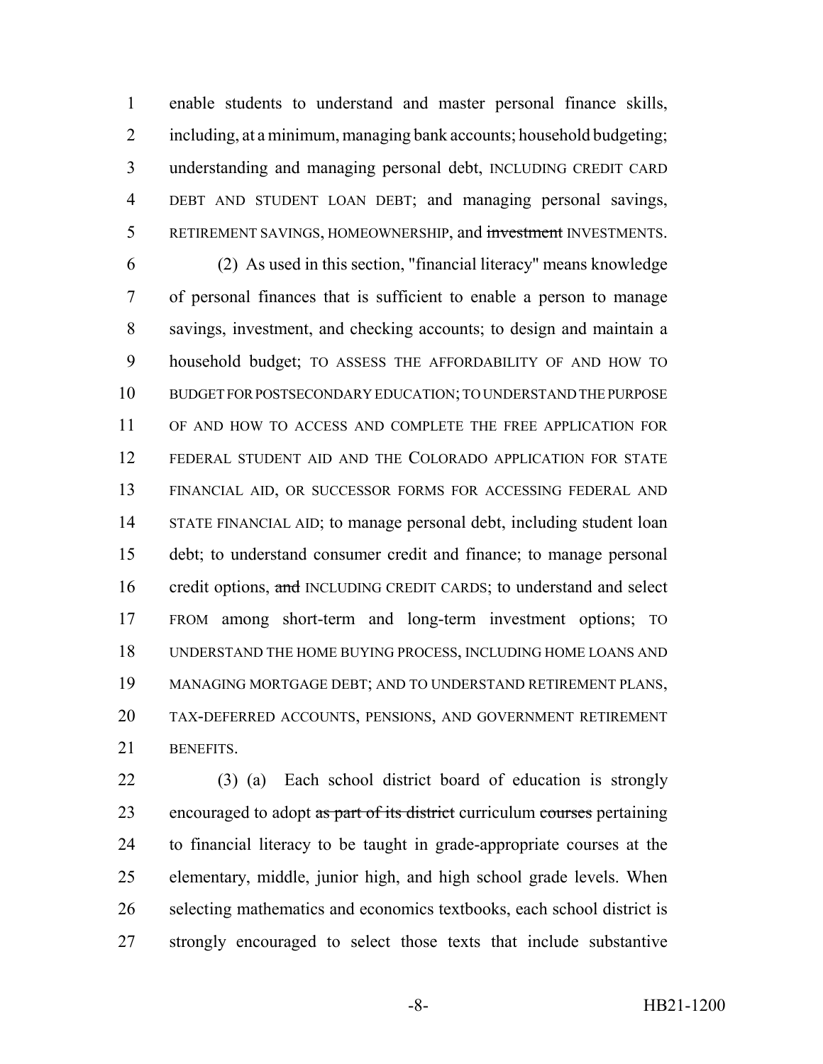enable students to understand and master personal finance skills, including, at a minimum, managing bank accounts; household budgeting; understanding and managing personal debt, INCLUDING CREDIT CARD DEBT AND STUDENT LOAN DEBT; and managing personal savings, RETIREMENT SAVINGS, HOMEOWNERSHIP, and ~~investment~~ INVESTMENTS.

(2) As used in this section, "financial literacy" means knowledge of personal finances that is sufficient to enable a person to manage savings, investment, and checking accounts; to design and maintain a household budget; TO ASSESS THE AFFORDABILITY OF AND HOW TO BUDGET FOR POSTSECONDARY EDUCATION; TO UNDERSTAND THE PURPOSE OF AND HOW TO ACCESS AND COMPLETE THE FREE APPLICATION FOR FEDERAL STUDENT AID AND THE COLORADO APPLICATION FOR STATE FINANCIAL AID, OR SUCCESSOR FORMS FOR ACCESSING FEDERAL AND STATE FINANCIAL AID; to manage personal debt, including student loan debt; to understand consumer credit and finance; to manage personal credit options, ~~and~~ INCLUDING CREDIT CARDS; to understand and select FROM among short-term and long-term investment options; TO UNDERSTAND THE HOME BUYING PROCESS, INCLUDING HOME LOANS AND MANAGING MORTGAGE DEBT; AND TO UNDERSTAND RETIREMENT PLANS, TAX-DEFERRED ACCOUNTS, PENSIONS, AND GOVERNMENT RETIREMENT BENEFITS.

(3) (a) Each school district board of education is strongly encouraged to adopt ~~as part of its district~~ curriculum ~~courses~~ pertaining to financial literacy to be taught in grade-appropriate courses at the elementary, middle, junior high, and high school grade levels. When selecting mathematics and economics textbooks, each school district is strongly encouraged to select those texts that include substantive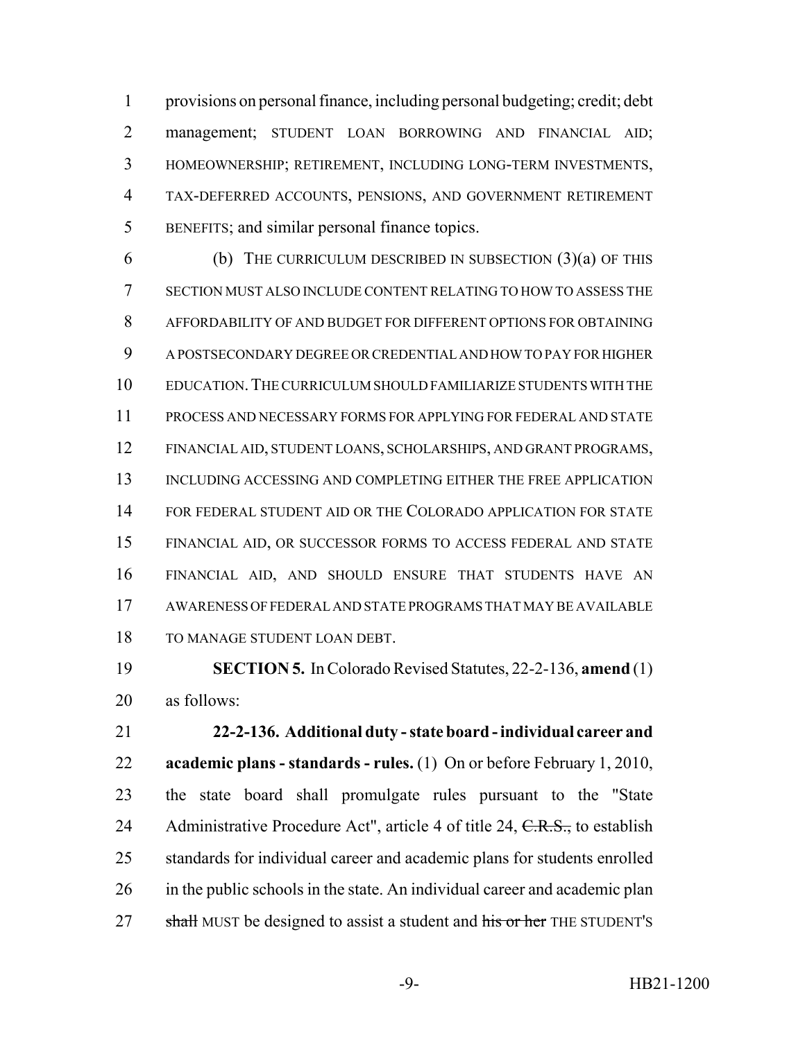provisions on personal finance, including personal budgeting; credit; debt management; STUDENT LOAN BORROWING AND FINANCIAL AID; HOMEOWNERSHIP; RETIREMENT, INCLUDING LONG-TERM INVESTMENTS, TAX-DEFERRED ACCOUNTS, PENSIONS, AND GOVERNMENT RETIREMENT BENEFITS; and similar personal finance topics.

(b) THE CURRICULUM DESCRIBED IN SUBSECTION (3)(a) OF THIS SECTION MUST ALSO INCLUDE CONTENT RELATING TO HOW TO ASSESS THE AFFORDABILITY OF AND BUDGET FOR DIFFERENT OPTIONS FOR OBTAINING A POSTSECONDARY DEGREE OR CREDENTIAL AND HOW TO PAY FOR HIGHER EDUCATION. THE CURRICULUM SHOULD FAMILIARIZE STUDENTS WITH THE PROCESS AND NECESSARY FORMS FOR APPLYING FOR FEDERAL AND STATE FINANCIAL AID, STUDENT LOANS, SCHOLARSHIPS, AND GRANT PROGRAMS, INCLUDING ACCESSING AND COMPLETING EITHER THE FREE APPLICATION FOR FEDERAL STUDENT AID OR THE COLORADO APPLICATION FOR STATE FINANCIAL AID, OR SUCCESSOR FORMS TO ACCESS FEDERAL AND STATE FINANCIAL AID, AND SHOULD ENSURE THAT STUDENTS HAVE AN AWARENESS OF FEDERAL AND STATE PROGRAMS THAT MAY BE AVAILABLE TO MANAGE STUDENT LOAN DEBT.

**SECTION 5.** In Colorado Revised Statutes, 22-2-136, **amend** (1) as follows:

**22-2-136. Additional duty - state board - individual career and academic plans - standards - rules.** (1) On or before February 1, 2010, the state board shall promulgate rules pursuant to the "State Administrative Procedure Act", article 4 of title 24, ~~C.R.S.,~~ to establish standards for individual career and academic plans for students enrolled in the public schools in the state. An individual career and academic plan ~~shall~~ MUST be designed to assist a student and ~~his or her~~ THE STUDENT'S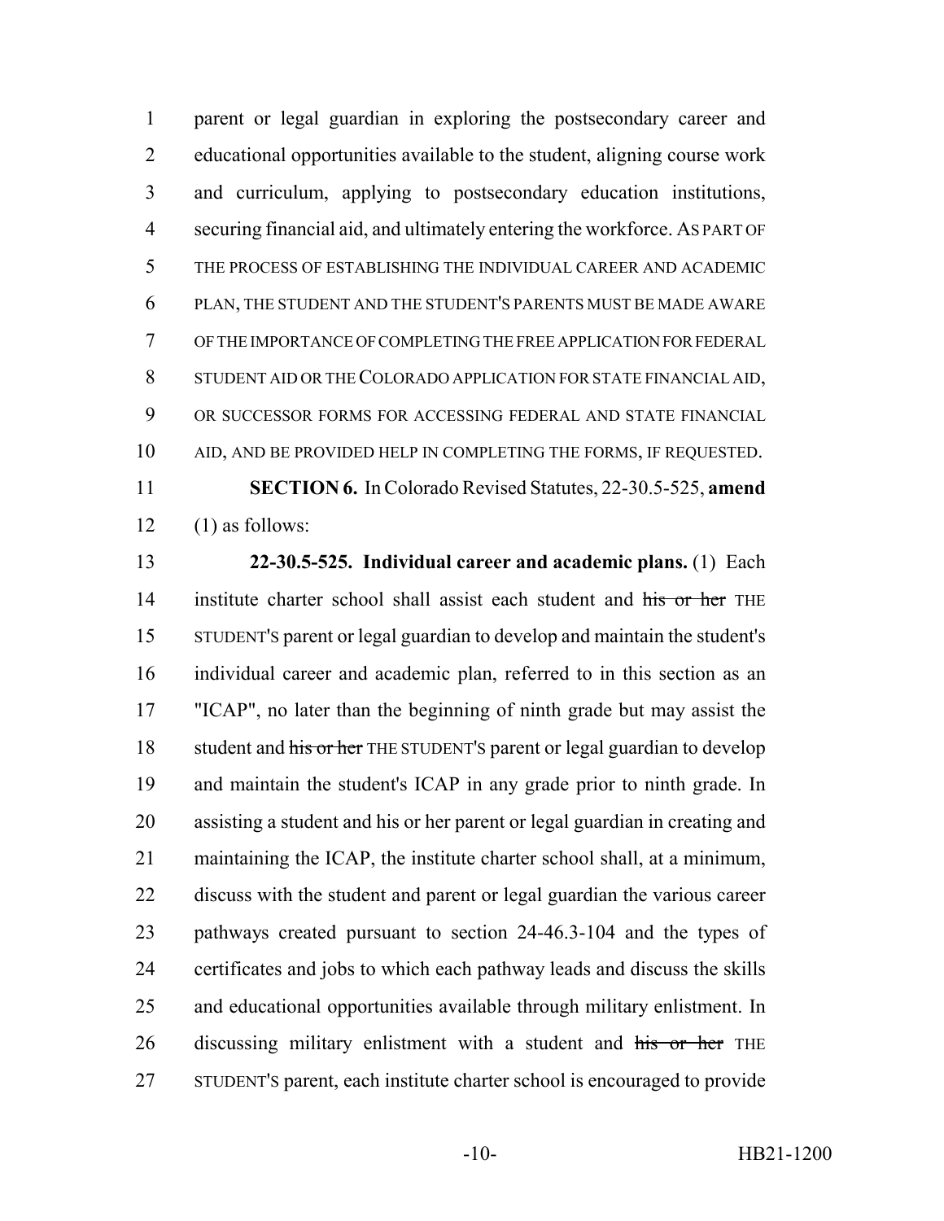parent or legal guardian in exploring the postsecondary career and educational opportunities available to the student, aligning course work and curriculum, applying to postsecondary education institutions, securing financial aid, and ultimately entering the workforce. AS PART OF THE PROCESS OF ESTABLISHING THE INDIVIDUAL CAREER AND ACADEMIC PLAN, THE STUDENT AND THE STUDENT'S PARENTS MUST BE MADE AWARE OF THE IMPORTANCE OF COMPLETING THE FREE APPLICATION FOR FEDERAL STUDENT AID OR THE COLORADO APPLICATION FOR STATE FINANCIAL AID, OR SUCCESSOR FORMS FOR ACCESSING FEDERAL AND STATE FINANCIAL AID, AND BE PROVIDED HELP IN COMPLETING THE FORMS, IF REQUESTED.

**SECTION 6.** In Colorado Revised Statutes, 22-30.5-525, **amend** (1) as follows:

**22-30.5-525. Individual career and academic plans.** (1) Each institute charter school shall assist each student and ~~his or her~~ THE STUDENT'S parent or legal guardian to develop and maintain the student's individual career and academic plan, referred to in this section as an "ICAP", no later than the beginning of ninth grade but may assist the student and ~~his or her~~ THE STUDENT'S parent or legal guardian to develop and maintain the student's ICAP in any grade prior to ninth grade. In assisting a student and his or her parent or legal guardian in creating and maintaining the ICAP, the institute charter school shall, at a minimum, discuss with the student and parent or legal guardian the various career pathways created pursuant to section 24-46.3-104 and the types of certificates and jobs to which each pathway leads and discuss the skills and educational opportunities available through military enlistment. In discussing military enlistment with a student and ~~his or her~~ THE STUDENT'S parent, each institute charter school is encouraged to provide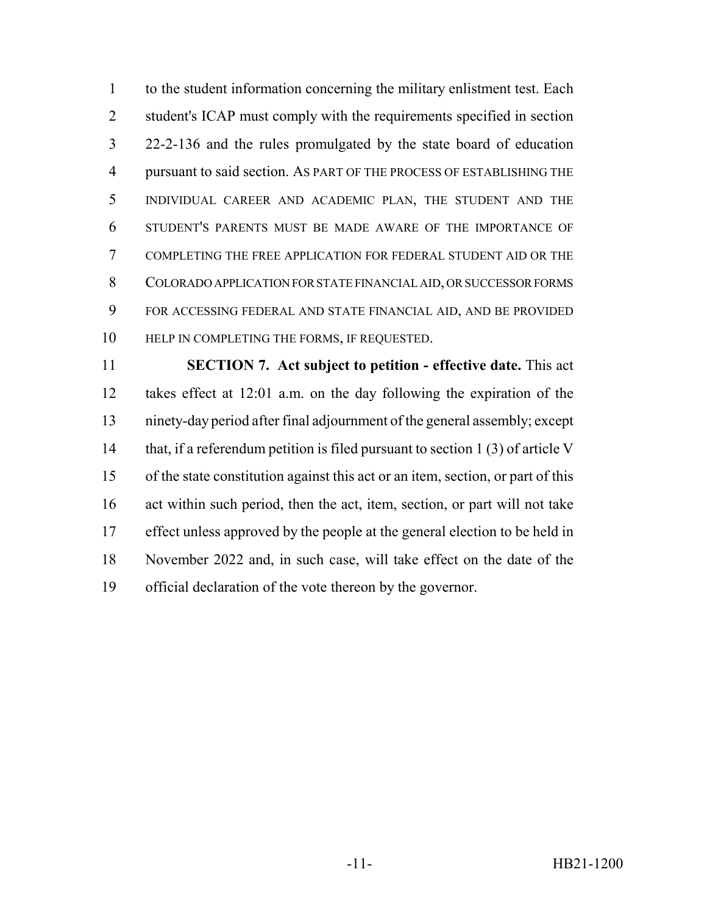to the student information concerning the military enlistment test. Each student's ICAP must comply with the requirements specified in section 22-2-136 and the rules promulgated by the state board of education pursuant to said section. AS PART OF THE PROCESS OF ESTABLISHING THE INDIVIDUAL CAREER AND ACADEMIC PLAN, THE STUDENT AND THE STUDENT'S PARENTS MUST BE MADE AWARE OF THE IMPORTANCE OF COMPLETING THE FREE APPLICATION FOR FEDERAL STUDENT AID OR THE COLORADO APPLICATION FOR STATE FINANCIAL AID, OR SUCCESSOR FORMS FOR ACCESSING FEDERAL AND STATE FINANCIAL AID, AND BE PROVIDED HELP IN COMPLETING THE FORMS, IF REQUESTED.

**SECTION 7. Act subject to petition - effective date.** This act takes effect at 12:01 a.m. on the day following the expiration of the ninety-day period after final adjournment of the general assembly; except that, if a referendum petition is filed pursuant to section 1 (3) of article V of the state constitution against this act or an item, section, or part of this act within such period, then the act, item, section, or part will not take effect unless approved by the people at the general election to be held in November 2022 and, in such case, will take effect on the date of the official declaration of the vote thereon by the governor.